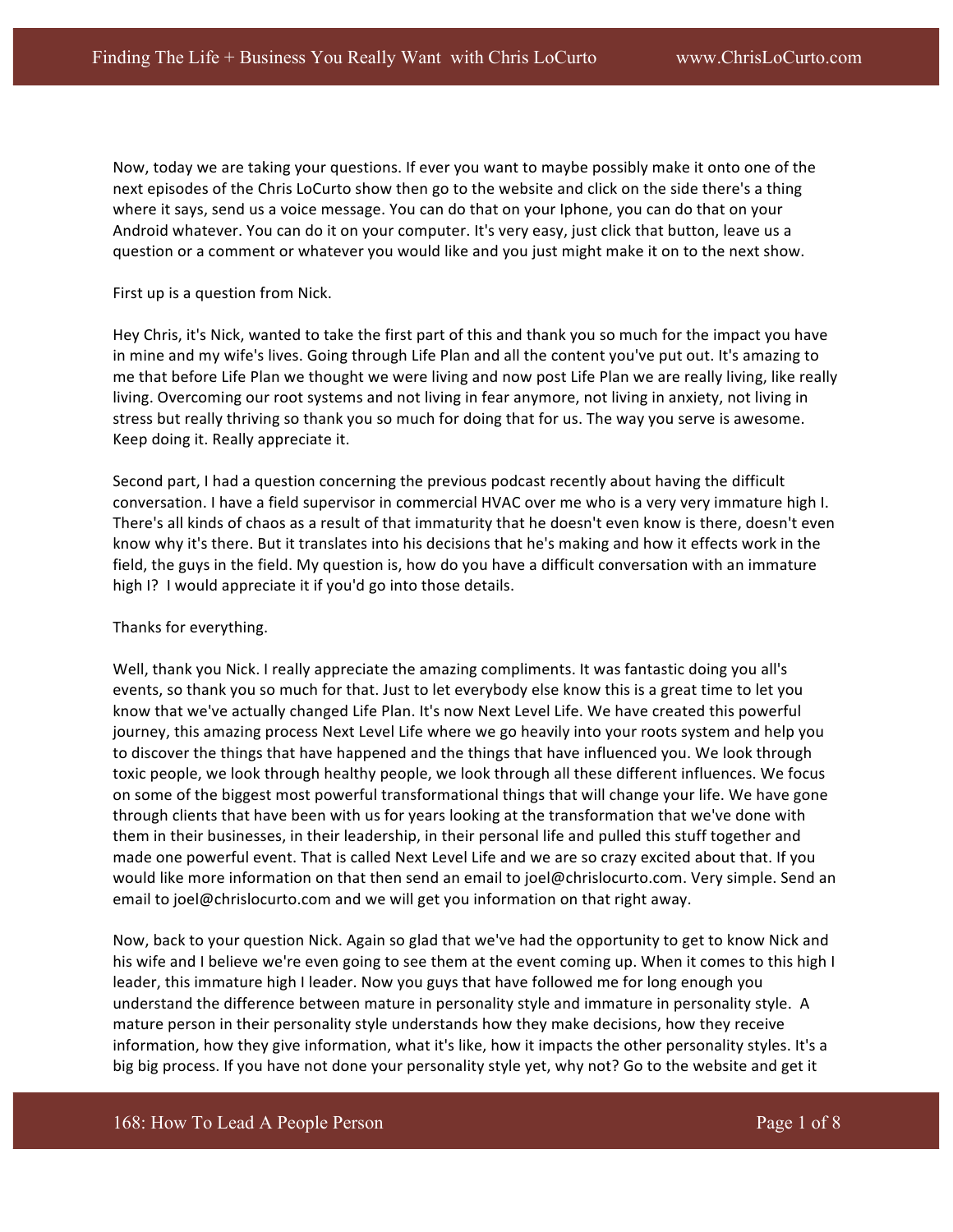Now, today we are taking your questions. If ever you want to maybe possibly make it onto one of the next episodes of the Chris LoCurto show then go to the website and click on the side there's a thing where it says, send us a voice message. You can do that on your Iphone, you can do that on your Android whatever. You can do it on your computer. It's very easy, just click that button, leave us a question or a comment or whatever you would like and you just might make it on to the next show.

First up is a question from Nick.

Hey Chris, it's Nick, wanted to take the first part of this and thank you so much for the impact you have in mine and my wife's lives. Going through Life Plan and all the content you've put out. It's amazing to me that before Life Plan we thought we were living and now post Life Plan we are really living, like really living. Overcoming our root systems and not living in fear anymore, not living in anxiety, not living in stress but really thriving so thank you so much for doing that for us. The way you serve is awesome. Keep doing it. Really appreciate it.

Second part, I had a question concerning the previous podcast recently about having the difficult conversation. I have a field supervisor in commercial HVAC over me who is a very very immature high I. There's all kinds of chaos as a result of that immaturity that he doesn't even know is there, doesn't even know why it's there. But it translates into his decisions that he's making and how it effects work in the field, the guys in the field. My question is, how do you have a difficult conversation with an immature high I? I would appreciate it if you'd go into those details.

Thanks for everything.

Well, thank you Nick. I really appreciate the amazing compliments. It was fantastic doing you all's events, so thank you so much for that. Just to let everybody else know this is a great time to let you know that we've actually changed Life Plan. It's now Next Level Life. We have created this powerful journey, this amazing process Next Level Life where we go heavily into your roots system and help you to discover the things that have happened and the things that have influenced you. We look through toxic people, we look through healthy people, we look through all these different influences. We focus on some of the biggest most powerful transformational things that will change your life. We have gone through clients that have been with us for years looking at the transformation that we've done with them in their businesses, in their leadership, in their personal life and pulled this stuff together and made one powerful event. That is called Next Level Life and we are so crazy excited about that. If you would like more information on that then send an email to joel@chrislocurto.com. Very simple. Send an email to joel@chrislocurto.com and we will get you information on that right away.

Now, back to your question Nick. Again so glad that we've had the opportunity to get to know Nick and his wife and I believe we're even going to see them at the event coming up. When it comes to this high I leader, this immature high I leader. Now you guys that have followed me for long enough you understand the difference between mature in personality style and immature in personality style. A mature person in their personality style understands how they make decisions, how they receive information, how they give information, what it's like, how it impacts the other personality styles. It's a big big process. If you have not done your personality style yet, why not? Go to the website and get it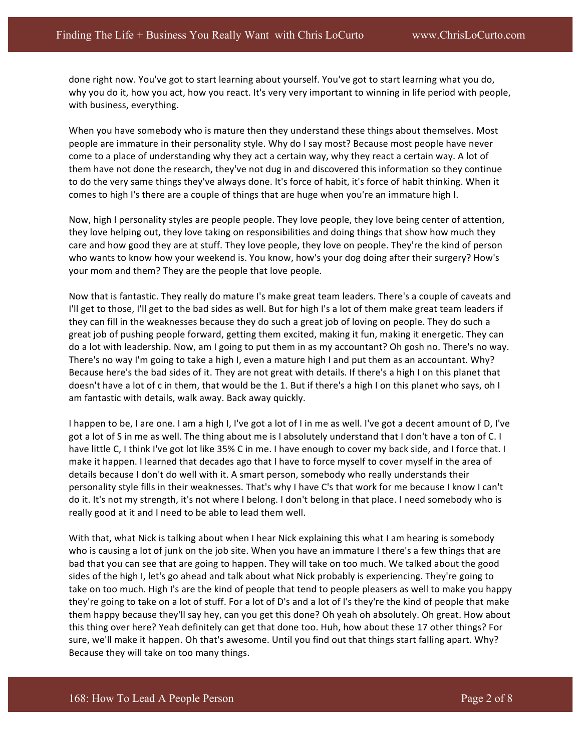done right now. You've got to start learning about yourself. You've got to start learning what you do, why you do it, how you act, how you react. It's very very important to winning in life period with people, with business, everything.

When you have somebody who is mature then they understand these things about themselves. Most people are immature in their personality style. Why do I say most? Because most people have never come to a place of understanding why they act a certain way, why they react a certain way. A lot of them have not done the research, they've not dug in and discovered this information so they continue to do the very same things they've always done. It's force of habit, it's force of habit thinking. When it comes to high I's there are a couple of things that are huge when you're an immature high I.

Now, high I personality styles are people people. They love people, they love being center of attention, they love helping out, they love taking on responsibilities and doing things that show how much they care and how good they are at stuff. They love people, they love on people. They're the kind of person who wants to know how your weekend is. You know, how's your dog doing after their surgery? How's your mom and them? They are the people that love people.

Now that is fantastic. They really do mature I's make great team leaders. There's a couple of caveats and I'll get to those, I'll get to the bad sides as well. But for high I's a lot of them make great team leaders if they can fill in the weaknesses because they do such a great job of loving on people. They do such a great job of pushing people forward, getting them excited, making it fun, making it energetic. They can do a lot with leadership. Now, am I going to put them in as my accountant? Oh gosh no. There's no way. There's no way I'm going to take a high I, even a mature high I and put them as an accountant. Why? Because here's the bad sides of it. They are not great with details. If there's a high I on this planet that doesn't have a lot of c in them, that would be the 1. But if there's a high I on this planet who says, oh I am fantastic with details, walk away. Back away quickly.

I happen to be, I are one. I am a high I, I've got a lot of I in me as well. I've got a decent amount of D, I've got a lot of S in me as well. The thing about me is I absolutely understand that I don't have a ton of C. I have little C, I think I've got lot like 35% C in me. I have enough to cover my back side, and I force that. I make it happen. I learned that decades ago that I have to force myself to cover myself in the area of details because I don't do well with it. A smart person, somebody who really understands their personality style fills in their weaknesses. That's why I have C's that work for me because I know I can't do it. It's not my strength, it's not where I belong. I don't belong in that place. I need somebody who is really good at it and I need to be able to lead them well.

With that, what Nick is talking about when I hear Nick explaining this what I am hearing is somebody who is causing a lot of junk on the job site. When you have an immature I there's a few things that are bad that you can see that are going to happen. They will take on too much. We talked about the good sides of the high I, let's go ahead and talk about what Nick probably is experiencing. They're going to take on too much. High I's are the kind of people that tend to people pleasers as well to make you happy they're going to take on a lot of stuff. For a lot of D's and a lot of I's they're the kind of people that make them happy because they'll say hey, can you get this done? Oh yeah oh absolutely. Oh great. How about this thing over here? Yeah definitely can get that done too. Huh, how about these 17 other things? For sure, we'll make it happen. Oh that's awesome. Until you find out that things start falling apart. Why? Because they will take on too many things.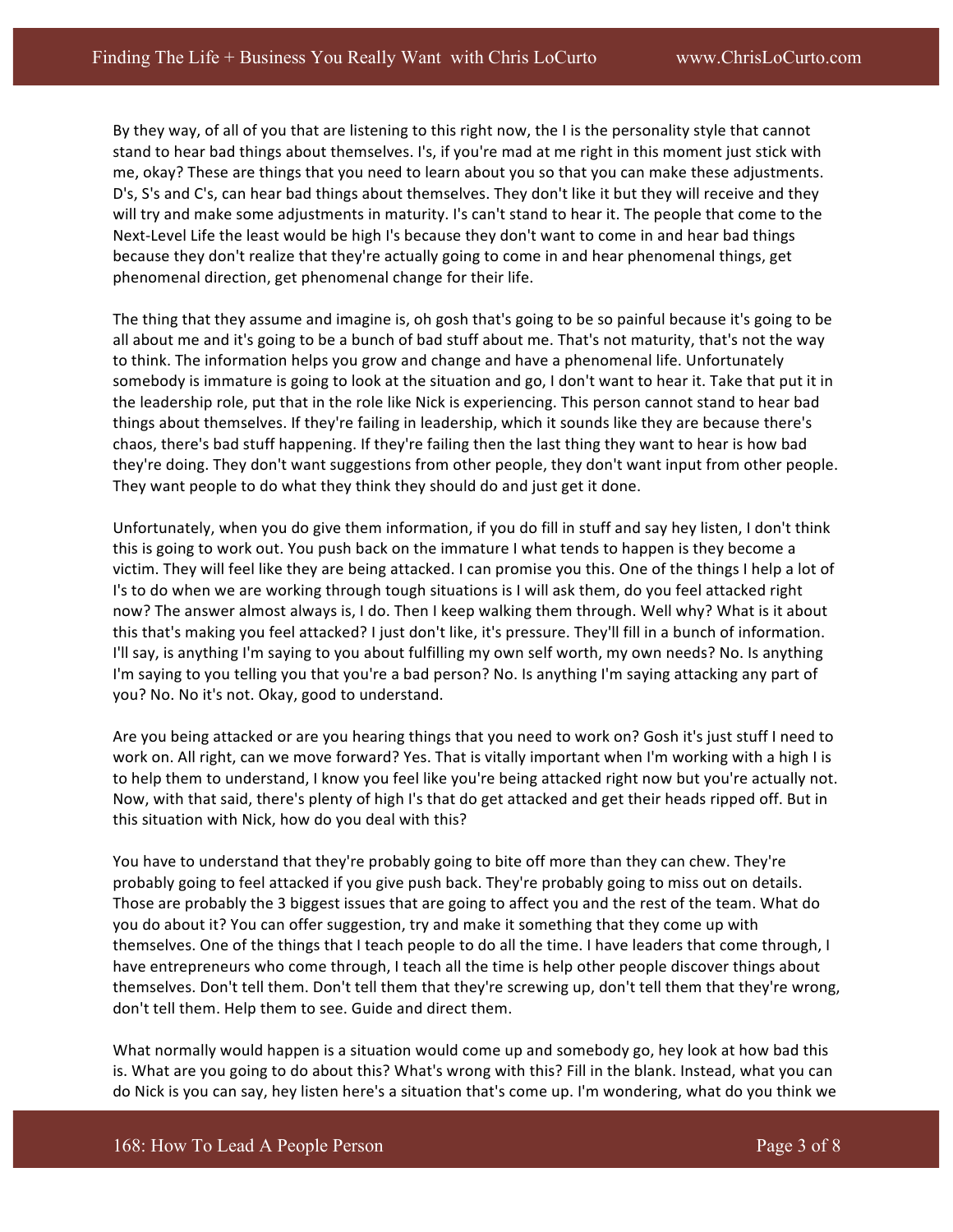By they way, of all of you that are listening to this right now, the I is the personality style that cannot stand to hear bad things about themselves. I's, if you're mad at me right in this moment just stick with me, okay? These are things that you need to learn about you so that you can make these adjustments. D's, S's and C's, can hear bad things about themselves. They don't like it but they will receive and they will try and make some adjustments in maturity. I's can't stand to hear it. The people that come to the Next-Level Life the least would be high I's because they don't want to come in and hear bad things because they don't realize that they're actually going to come in and hear phenomenal things, get phenomenal direction, get phenomenal change for their life.

The thing that they assume and imagine is, oh gosh that's going to be so painful because it's going to be all about me and it's going to be a bunch of bad stuff about me. That's not maturity, that's not the way to think. The information helps you grow and change and have a phenomenal life. Unfortunately somebody is immature is going to look at the situation and go, I don't want to hear it. Take that put it in the leadership role, put that in the role like Nick is experiencing. This person cannot stand to hear bad things about themselves. If they're failing in leadership, which it sounds like they are because there's chaos, there's bad stuff happening. If they're failing then the last thing they want to hear is how bad they're doing. They don't want suggestions from other people, they don't want input from other people. They want people to do what they think they should do and just get it done.

Unfortunately, when you do give them information, if you do fill in stuff and say hey listen, I don't think this is going to work out. You push back on the immature I what tends to happen is they become a victim. They will feel like they are being attacked. I can promise you this. One of the things I help a lot of I's to do when we are working through tough situations is I will ask them, do you feel attacked right now? The answer almost always is, I do. Then I keep walking them through. Well why? What is it about this that's making you feel attacked? I just don't like, it's pressure. They'll fill in a bunch of information. I'll say, is anything I'm saying to you about fulfilling my own self worth, my own needs? No. Is anything I'm saying to you telling you that you're a bad person? No. Is anything I'm saying attacking any part of you? No. No it's not. Okay, good to understand.

Are you being attacked or are you hearing things that you need to work on? Gosh it's just stuff I need to work on. All right, can we move forward? Yes. That is vitally important when I'm working with a high I is to help them to understand, I know you feel like you're being attacked right now but you're actually not. Now, with that said, there's plenty of high I's that do get attacked and get their heads ripped off. But in this situation with Nick, how do you deal with this?

You have to understand that they're probably going to bite off more than they can chew. They're probably going to feel attacked if you give push back. They're probably going to miss out on details. Those are probably the 3 biggest issues that are going to affect you and the rest of the team. What do you do about it? You can offer suggestion, try and make it something that they come up with themselves. One of the things that I teach people to do all the time. I have leaders that come through, I have entrepreneurs who come through, I teach all the time is help other people discover things about themselves. Don't tell them. Don't tell them that they're screwing up, don't tell them that they're wrong, don't tell them. Help them to see. Guide and direct them.

What normally would happen is a situation would come up and somebody go, hey look at how bad this is. What are you going to do about this? What's wrong with this? Fill in the blank. Instead, what you can do Nick is you can say, hey listen here's a situation that's come up. I'm wondering, what do you think we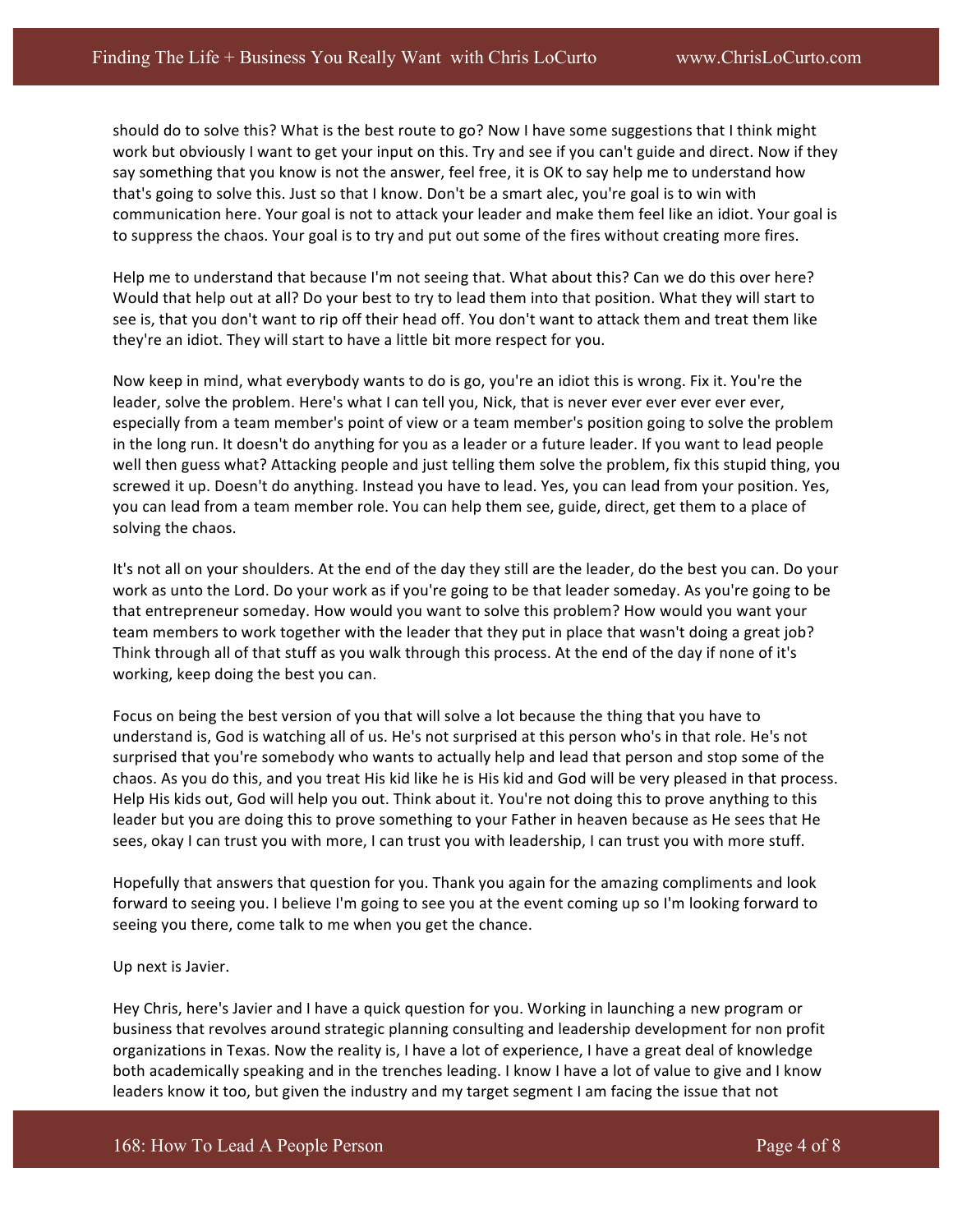should do to solve this? What is the best route to go? Now I have some suggestions that I think might work but obviously I want to get your input on this. Try and see if you can't guide and direct. Now if they say something that you know is not the answer, feel free, it is OK to say help me to understand how that's going to solve this. Just so that I know. Don't be a smart alec, you're goal is to win with communication here. Your goal is not to attack your leader and make them feel like an idiot. Your goal is to suppress the chaos. Your goal is to try and put out some of the fires without creating more fires.

Help me to understand that because I'm not seeing that. What about this? Can we do this over here? Would that help out at all? Do your best to try to lead them into that position. What they will start to see is, that you don't want to rip off their head off. You don't want to attack them and treat them like they're an idiot. They will start to have a little bit more respect for you.

Now keep in mind, what everybody wants to do is go, you're an idiot this is wrong. Fix it. You're the leader, solve the problem. Here's what I can tell you, Nick, that is never ever ever ever ever ever, especially from a team member's point of view or a team member's position going to solve the problem in the long run. It doesn't do anything for you as a leader or a future leader. If you want to lead people well then guess what? Attacking people and just telling them solve the problem, fix this stupid thing, you screwed it up. Doesn't do anything. Instead you have to lead. Yes, you can lead from your position. Yes, you can lead from a team member role. You can help them see, guide, direct, get them to a place of solving the chaos.

It's not all on your shoulders. At the end of the day they still are the leader, do the best you can. Do your work as unto the Lord. Do your work as if you're going to be that leader someday. As you're going to be that entrepreneur someday. How would you want to solve this problem? How would you want your team members to work together with the leader that they put in place that wasn't doing a great job? Think through all of that stuff as you walk through this process. At the end of the day if none of it's working, keep doing the best you can.

Focus on being the best version of you that will solve a lot because the thing that you have to understand is, God is watching all of us. He's not surprised at this person who's in that role. He's not surprised that you're somebody who wants to actually help and lead that person and stop some of the chaos. As you do this, and you treat His kid like he is His kid and God will be very pleased in that process. Help His kids out, God will help you out. Think about it. You're not doing this to prove anything to this leader but you are doing this to prove something to your Father in heaven because as He sees that He sees, okay I can trust you with more, I can trust you with leadership, I can trust you with more stuff.

Hopefully that answers that question for you. Thank you again for the amazing compliments and look forward to seeing you. I believe I'm going to see you at the event coming up so I'm looking forward to seeing you there, come talk to me when you get the chance.

Up next is Javier.

Hey Chris, here's Javier and I have a quick question for you. Working in launching a new program or business that revolves around strategic planning consulting and leadership development for non profit organizations in Texas. Now the reality is, I have a lot of experience, I have a great deal of knowledge both academically speaking and in the trenches leading. I know I have a lot of value to give and I know leaders know it too, but given the industry and my target segment I am facing the issue that not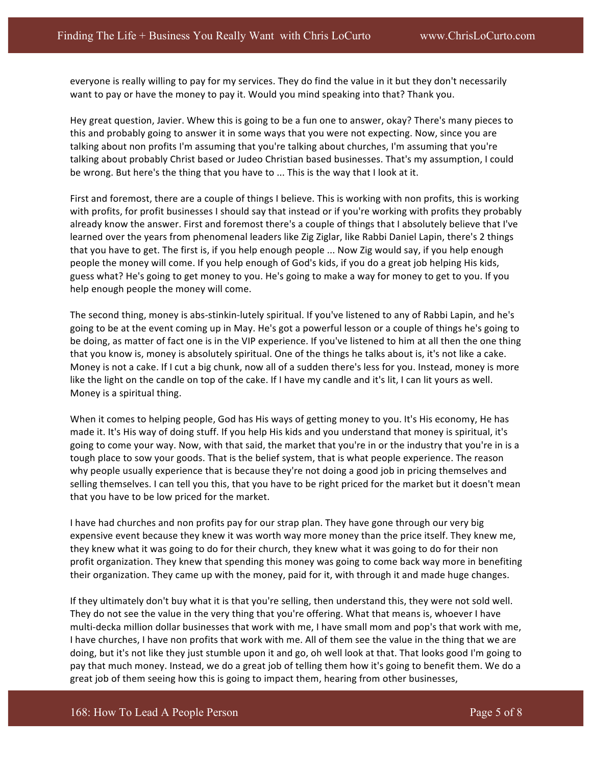everyone is really willing to pay for my services. They do find the value in it but they don't necessarily want to pay or have the money to pay it. Would you mind speaking into that? Thank you.

Hey great question, Javier. Whew this is going to be a fun one to answer, okay? There's many pieces to this and probably going to answer it in some ways that you were not expecting. Now, since you are talking about non profits I'm assuming that you're talking about churches, I'm assuming that you're talking about probably Christ based or Judeo Christian based businesses. That's my assumption, I could be wrong. But here's the thing that you have to ... This is the way that I look at it.

First and foremost, there are a couple of things I believe. This is working with non profits, this is working with profits, for profit businesses I should say that instead or if you're working with profits they probably already know the answer. First and foremost there's a couple of things that I absolutely believe that I've learned over the years from phenomenal leaders like Zig Ziglar, like Rabbi Daniel Lapin, there's 2 things that you have to get. The first is, if you help enough people ... Now Zig would say, if you help enough people the money will come. If you help enough of God's kids, if you do a great job helping His kids, guess what? He's going to get money to you. He's going to make a way for money to get to you. If you help enough people the money will come.

The second thing, money is abs-stinkin-lutely spiritual. If you've listened to any of Rabbi Lapin, and he's going to be at the event coming up in May. He's got a powerful lesson or a couple of things he's going to be doing, as matter of fact one is in the VIP experience. If you've listened to him at all then the one thing that you know is, money is absolutely spiritual. One of the things he talks about is, it's not like a cake. Money is not a cake. If I cut a big chunk, now all of a sudden there's less for you. Instead, money is more like the light on the candle on top of the cake. If I have my candle and it's lit, I can lit yours as well. Money is a spiritual thing.

When it comes to helping people, God has His ways of getting money to you. It's His economy, He has made it. It's His way of doing stuff. If you help His kids and you understand that money is spiritual, it's going to come your way. Now, with that said, the market that you're in or the industry that you're in is a tough place to sow your goods. That is the belief system, that is what people experience. The reason why people usually experience that is because they're not doing a good job in pricing themselves and selling themselves. I can tell you this, that you have to be right priced for the market but it doesn't mean that you have to be low priced for the market.

I have had churches and non profits pay for our strap plan. They have gone through our very big expensive event because they knew it was worth way more money than the price itself. They knew me, they knew what it was going to do for their church, they knew what it was going to do for their non profit organization. They knew that spending this money was going to come back way more in benefiting their organization. They came up with the money, paid for it, with through it and made huge changes.

If they ultimately don't buy what it is that you're selling, then understand this, they were not sold well. They do not see the value in the very thing that you're offering. What that means is, whoever I have multi-decka million dollar businesses that work with me, I have small mom and pop's that work with me, I have churches, I have non profits that work with me. All of them see the value in the thing that we are doing, but it's not like they just stumble upon it and go, oh well look at that. That looks good I'm going to pay that much money. Instead, we do a great job of telling them how it's going to benefit them. We do a great job of them seeing how this is going to impact them, hearing from other businesses,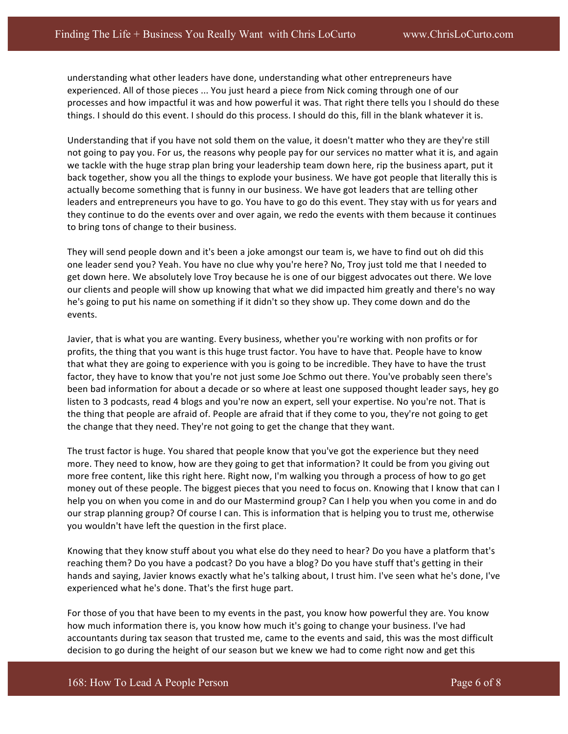understanding what other leaders have done, understanding what other entrepreneurs have experienced. All of those pieces ... You just heard a piece from Nick coming through one of our processes and how impactful it was and how powerful it was. That right there tells you I should do these things. I should do this event. I should do this process. I should do this, fill in the blank whatever it is.

Understanding that if you have not sold them on the value, it doesn't matter who they are they're still not going to pay you. For us, the reasons why people pay for our services no matter what it is, and again we tackle with the huge strap plan bring your leadership team down here, rip the business apart, put it back together, show you all the things to explode your business. We have got people that literally this is actually become something that is funny in our business. We have got leaders that are telling other leaders and entrepreneurs you have to go. You have to go do this event. They stay with us for years and they continue to do the events over and over again, we redo the events with them because it continues to bring tons of change to their business.

They will send people down and it's been a joke amongst our team is, we have to find out oh did this one leader send you? Yeah. You have no clue why you're here? No, Troy just told me that I needed to get down here. We absolutely love Troy because he is one of our biggest advocates out there. We love our clients and people will show up knowing that what we did impacted him greatly and there's no way he's going to put his name on something if it didn't so they show up. They come down and do the events.

Javier, that is what you are wanting. Every business, whether you're working with non profits or for profits, the thing that you want is this huge trust factor. You have to have that. People have to know that what they are going to experience with you is going to be incredible. They have to have the trust factor, they have to know that you're not just some Joe Schmo out there. You've probably seen there's been bad information for about a decade or so where at least one supposed thought leader says, hey go listen to 3 podcasts, read 4 blogs and you're now an expert, sell your expertise. No you're not. That is the thing that people are afraid of. People are afraid that if they come to you, they're not going to get the change that they need. They're not going to get the change that they want.

The trust factor is huge. You shared that people know that you've got the experience but they need more. They need to know, how are they going to get that information? It could be from you giving out more free content, like this right here. Right now, I'm walking you through a process of how to go get money out of these people. The biggest pieces that you need to focus on. Knowing that I know that can I help you on when you come in and do our Mastermind group? Can I help you when you come in and do our strap planning group? Of course I can. This is information that is helping you to trust me, otherwise you wouldn't have left the question in the first place.

Knowing that they know stuff about you what else do they need to hear? Do you have a platform that's reaching them? Do you have a podcast? Do you have a blog? Do you have stuff that's getting in their hands and saying, Javier knows exactly what he's talking about, I trust him. I've seen what he's done, I've experienced what he's done. That's the first huge part.

For those of you that have been to my events in the past, you know how powerful they are. You know how much information there is, you know how much it's going to change your business. I've had accountants during tax season that trusted me, came to the events and said, this was the most difficult decision to go during the height of our season but we knew we had to come right now and get this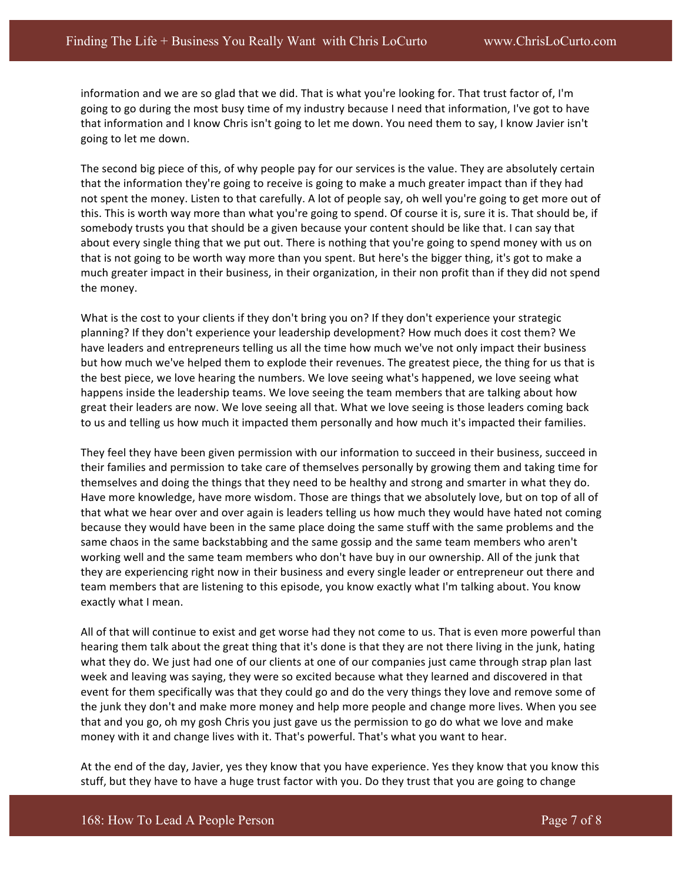information and we are so glad that we did. That is what you're looking for. That trust factor of, I'm going to go during the most busy time of my industry because I need that information, I've got to have that information and I know Chris isn't going to let me down. You need them to say, I know Javier isn't going to let me down.

The second big piece of this, of why people pay for our services is the value. They are absolutely certain that the information they're going to receive is going to make a much greater impact than if they had not spent the money. Listen to that carefully. A lot of people say, oh well you're going to get more out of this. This is worth way more than what you're going to spend. Of course it is, sure it is. That should be, if somebody trusts you that should be a given because your content should be like that. I can say that about every single thing that we put out. There is nothing that you're going to spend money with us on that is not going to be worth way more than you spent. But here's the bigger thing, it's got to make a much greater impact in their business, in their organization, in their non profit than if they did not spend the money.

What is the cost to your clients if they don't bring you on? If they don't experience your strategic planning? If they don't experience your leadership development? How much does it cost them? We have leaders and entrepreneurs telling us all the time how much we've not only impact their business but how much we've helped them to explode their revenues. The greatest piece, the thing for us that is the best piece, we love hearing the numbers. We love seeing what's happened, we love seeing what happens inside the leadership teams. We love seeing the team members that are talking about how great their leaders are now. We love seeing all that. What we love seeing is those leaders coming back to us and telling us how much it impacted them personally and how much it's impacted their families.

They feel they have been given permission with our information to succeed in their business, succeed in their families and permission to take care of themselves personally by growing them and taking time for themselves and doing the things that they need to be healthy and strong and smarter in what they do. Have more knowledge, have more wisdom. Those are things that we absolutely love, but on top of all of that what we hear over and over again is leaders telling us how much they would have hated not coming because they would have been in the same place doing the same stuff with the same problems and the same chaos in the same backstabbing and the same gossip and the same team members who aren't working well and the same team members who don't have buy in our ownership. All of the junk that they are experiencing right now in their business and every single leader or entrepreneur out there and team members that are listening to this episode, you know exactly what I'm talking about. You know exactly what I mean.

All of that will continue to exist and get worse had they not come to us. That is even more powerful than hearing them talk about the great thing that it's done is that they are not there living in the junk, hating what they do. We just had one of our clients at one of our companies just came through strap plan last week and leaving was saying, they were so excited because what they learned and discovered in that event for them specifically was that they could go and do the very things they love and remove some of the junk they don't and make more money and help more people and change more lives. When you see that and you go, oh my gosh Chris you just gave us the permission to go do what we love and make money with it and change lives with it. That's powerful. That's what you want to hear.

At the end of the day, Javier, yes they know that you have experience. Yes they know that you know this stuff, but they have to have a huge trust factor with you. Do they trust that you are going to change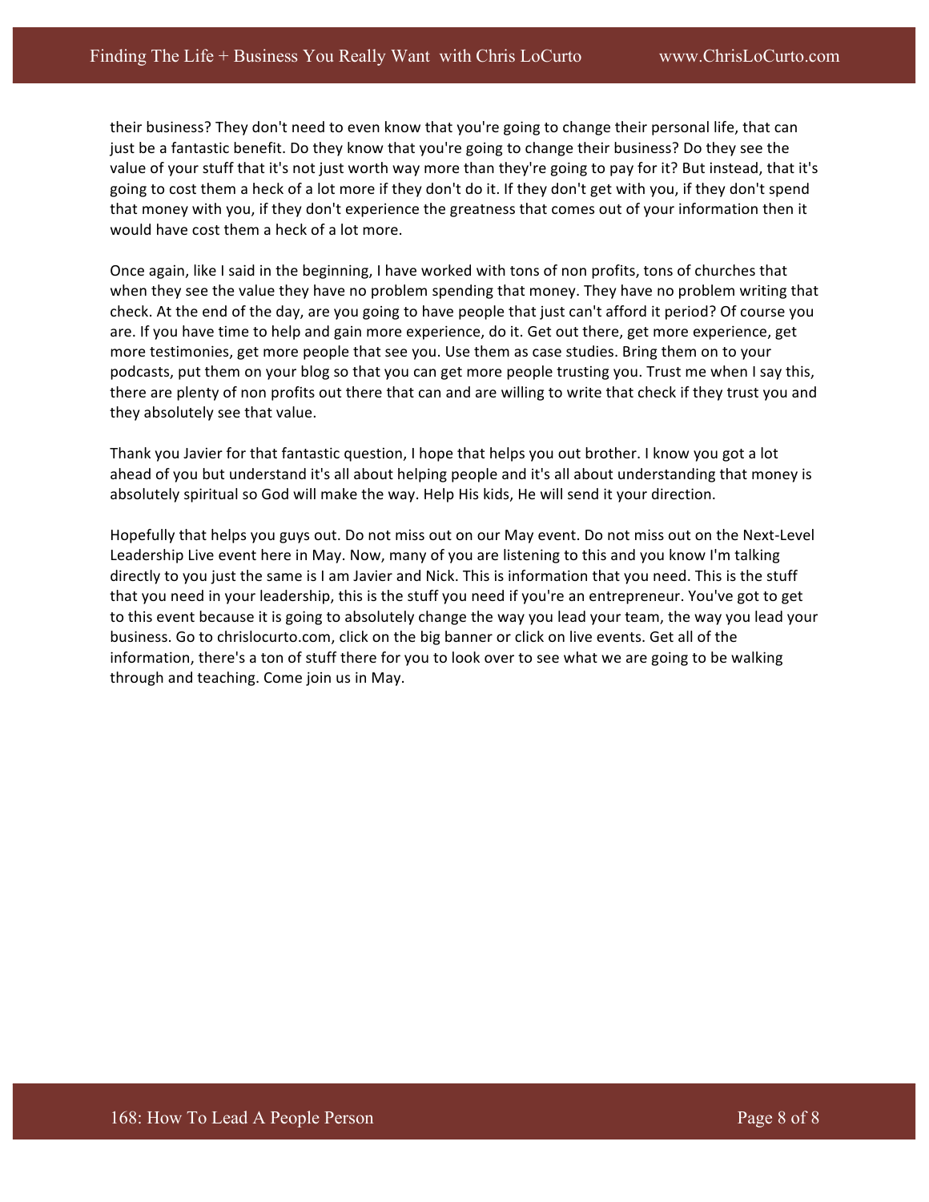their business? They don't need to even know that you're going to change their personal life, that can just be a fantastic benefit. Do they know that you're going to change their business? Do they see the value of your stuff that it's not just worth way more than they're going to pay for it? But instead, that it's going to cost them a heck of a lot more if they don't do it. If they don't get with you, if they don't spend that money with you, if they don't experience the greatness that comes out of your information then it would have cost them a heck of a lot more.

Once again, like I said in the beginning, I have worked with tons of non profits, tons of churches that when they see the value they have no problem spending that money. They have no problem writing that check. At the end of the day, are you going to have people that just can't afford it period? Of course you are. If you have time to help and gain more experience, do it. Get out there, get more experience, get more testimonies, get more people that see you. Use them as case studies. Bring them on to your podcasts, put them on your blog so that you can get more people trusting you. Trust me when I say this, there are plenty of non profits out there that can and are willing to write that check if they trust you and they absolutely see that value.

Thank you Javier for that fantastic question, I hope that helps you out brother. I know you got a lot ahead of you but understand it's all about helping people and it's all about understanding that money is absolutely spiritual so God will make the way. Help His kids, He will send it your direction.

Hopefully that helps you guys out. Do not miss out on our May event. Do not miss out on the Next-Level Leadership Live event here in May. Now, many of you are listening to this and you know I'm talking directly to you just the same is I am Javier and Nick. This is information that you need. This is the stuff that you need in your leadership, this is the stuff you need if you're an entrepreneur. You've got to get to this event because it is going to absolutely change the way you lead your team, the way you lead your business. Go to chrislocurto.com, click on the big banner or click on live events. Get all of the information, there's a ton of stuff there for you to look over to see what we are going to be walking through and teaching. Come join us in May.